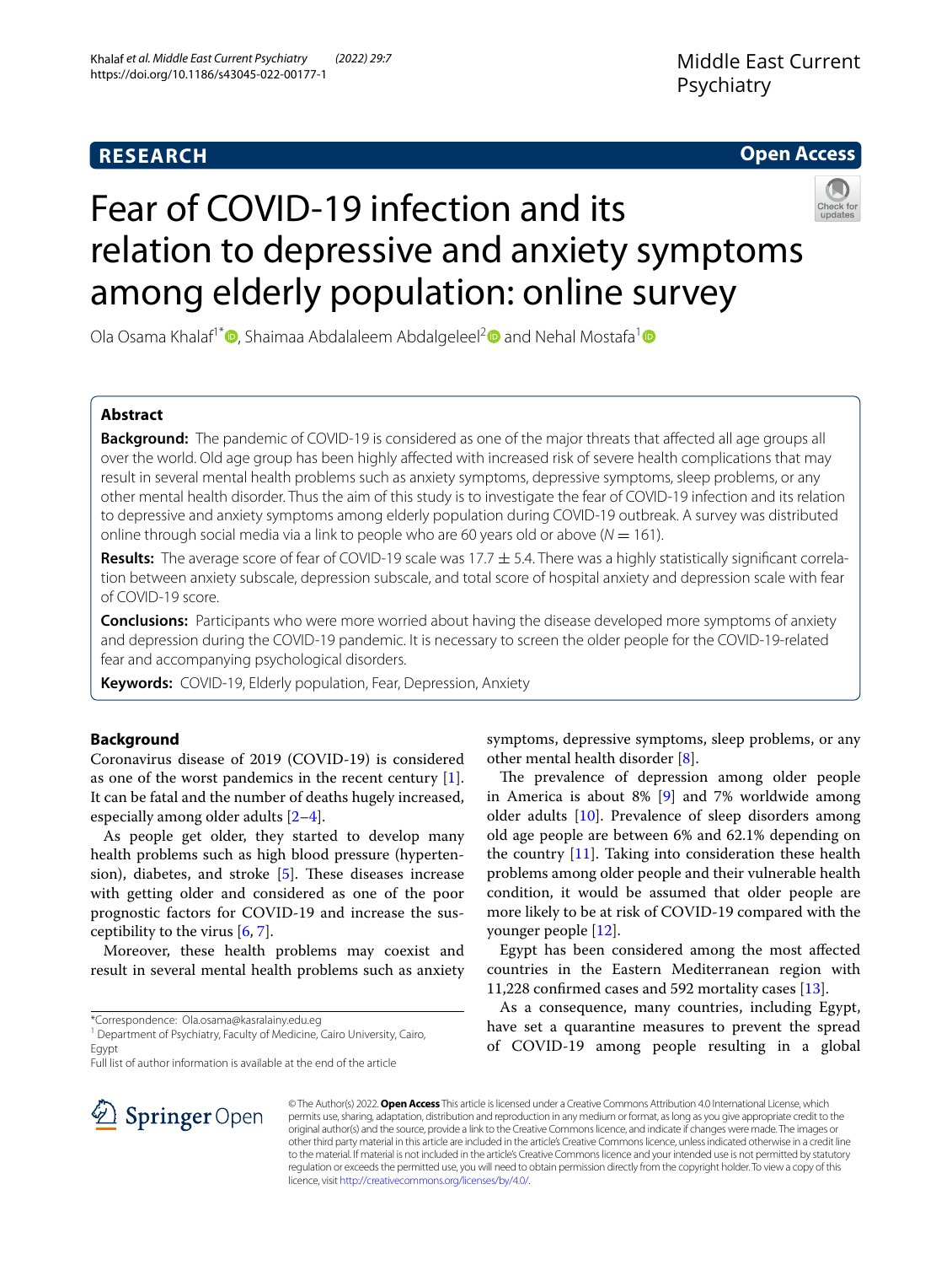RESEARCH

Open Access

# Fear of COVID-19 infection and its relation to depressive and anxiety symptoms among elderly population: online survey

Ola Osama Khalaf[1*], Shaimaa Abdalaleem Abdalgeleel[2] and Nehal Mostafa[1]

## Abstract

**Background:** The pandemic of COVID-19 is considered as one of the major threats that affected all age groups all over the world. Old age group has been highly affected with increased risk of severe health complications that may result in several mental health problems such as anxiety symptoms, depressive symptoms, sleep problems, or any other mental health disorder. Thus the aim of this study is to investigate the fear of COVID-19 infection and its relation to depressive and anxiety symptoms among elderly population during COVID-19 outbreak. A survey was distributed online through social media via a link to people who are 60 years old or above ($N = 161$).

**Results:** The average score of fear of COVID-19 scale was $17.7 \pm 5.4$. There was a highly statistically significant correlation between anxiety subscale, depression subscale, and total score of hospital anxiety and depression scale with fear of COVID-19 score.

**Conclusions:** Participants who were more worried about having the disease developed more symptoms of anxiety and depression during the COVID-19 pandemic. It is necessary to screen the older people for the COVID-19-related fear and accompanying psychological disorders.

**Keywords:** COVID-19, Elderly population, Fear, Depression, Anxiety

## Background

Coronavirus disease of 2019 (COVID-19) is considered as one of the worst pandemics in the recent century [1]. It can be fatal and the number of deaths hugely increased, especially among older adults [2–4].

As people get older, they started to develop many health problems such as high blood pressure (hypertension), diabetes, and stroke [5]. These diseases increase with getting older and considered as one of the poor prognostic factors for COVID-19 and increase the susceptibility to the virus [6, 7].

Moreover, these health problems may coexist and result in several mental health problems such as anxiety symptoms, depressive symptoms, sleep problems, or any other mental health disorder [8].

The prevalence of depression among older people in America is about 8% [9] and 7% worldwide among older adults [10]. Prevalence of sleep disorders among old age people are between 6% and 62.1% depending on the country [11]. Taking into consideration these health problems among older people and their vulnerable health condition, it would be assumed that older people are more likely to be at risk of COVID-19 compared with the younger people [12].

Egypt has been considered among the most affected countries in the Eastern Mediterranean region with 11,228 confirmed cases and 592 mortality cases [13].

As a consequence, many countries, including Egypt, have set a quarantine measures to prevent the spread of COVID-19 among people resulting in a global

*Correspondence: Ola.osama@kasralainy.edu.eg
[1] Department of Psychiatry, Faculty of Medicine, Cairo University, Cairo, Egypt
Full list of author information is available at the end of the article

© The Author(s) 2022. **Open Access** This article is licensed under a Creative Commons Attribution 4.0 International License, which permits use, sharing, adaptation, distribution and reproduction in any medium or format, as long as you give appropriate credit to the original author(s) and the source, provide a link to the Creative Commons licence, and indicate if changes were made. The images or other third party material in this article are included in the article's Creative Commons licence, unless indicated otherwise in a credit line to the material. If material is not included in the article's Creative Commons licence and your intended use is not permitted by statutory regulation or exceeds the permitted use, you will need to obtain permission directly from the copyright holder. To view a copy of this licence, visit http://creativecommons.org/licenses/by/4.0/.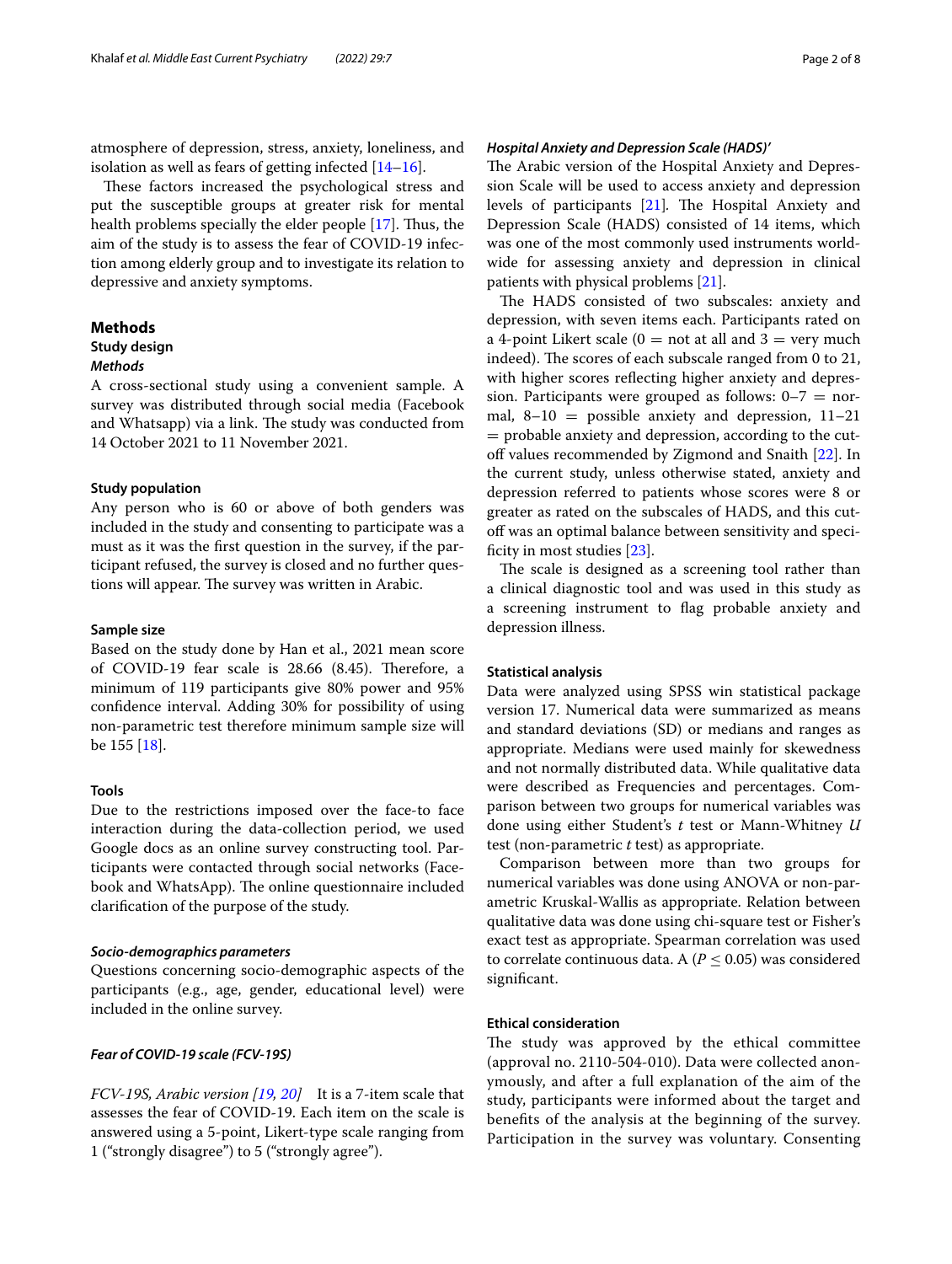atmosphere of depression, stress, anxiety, loneliness, and isolation as well as fears of getting infected [14–16].

These factors increased the psychological stress and put the susceptible groups at greater risk for mental health problems specially the elder people [17]. Thus, the aim of the study is to assess the fear of COVID-19 infection among elderly group and to investigate its relation to depressive and anxiety symptoms.

## Methods

### Study design

#### *Methods*

A cross-sectional study using a convenient sample. A survey was distributed through social media (Facebook and Whatsapp) via a link. The study was conducted from 14 October 2021 to 11 November 2021.

### Study population

Any person who is 60 or above of both genders was included in the study and consenting to participate was a must as it was the first question in the survey, if the participant refused, the survey is closed and no further questions will appear. The survey was written in Arabic.

### Sample size

Based on the study done by Han et al., 2021 mean score of COVID-19 fear scale is 28.66 (8.45). Therefore, a minimum of 119 participants give 80% power and 95% confidence interval. Adding 30% for possibility of using non-parametric test therefore minimum sample size will be 155 [18].

### Tools

Due to the restrictions imposed over the face-to face interaction during the data-collection period, we used Google docs as an online survey constructing tool. Participants were contacted through social networks (Facebook and WhatsApp). The online questionnaire included clarification of the purpose of the study.

#### *Socio-demographics parameters*

Questions concerning socio-demographic aspects of the participants (e.g., age, gender, educational level) were included in the online survey.

#### *Fear of COVID-19 scale (FCV-19S)*

*FCV-19S, Arabic version [19, 20]* It is a 7-item scale that assesses the fear of COVID-19. Each item on the scale is answered using a 5-point, Likert-type scale ranging from 1 ("strongly disagree") to 5 ("strongly agree").

#### *Hospital Anxiety and Depression Scale (HADS)'*

The Arabic version of the Hospital Anxiety and Depression Scale will be used to access anxiety and depression levels of participants [21]. The Hospital Anxiety and Depression Scale (HADS) consisted of 14 items, which was one of the most commonly used instruments worldwide for assessing anxiety and depression in clinical patients with physical problems [21].

The HADS consisted of two subscales: anxiety and depression, with seven items each. Participants rated on a 4-point Likert scale (0 = not at all and 3 = very much indeed). The scores of each subscale ranged from 0 to 21, with higher scores reflecting higher anxiety and depression. Participants were grouped as follows: 0–7 = normal, 8–10 = possible anxiety and depression, 11–21 = probable anxiety and depression, according to the cut-off values recommended by Zigmond and Snaith [22]. In the current study, unless otherwise stated, anxiety and depression referred to patients whose scores were 8 or greater as rated on the subscales of HADS, and this cut-off was an optimal balance between sensitivity and specificity in most studies [23].

The scale is designed as a screening tool rather than a clinical diagnostic tool and was used in this study as a screening instrument to flag probable anxiety and depression illness.

### Statistical analysis

Data were analyzed using SPSS win statistical package version 17. Numerical data were summarized as means and standard deviations (SD) or medians and ranges as appropriate. Medians were used mainly for skewedness and not normally distributed data. While qualitative data were described as Frequencies and percentages. Comparison between two groups for numerical variables was done using either Student's *t* test or Mann-Whitney *U* test (non-parametric *t* test) as appropriate.

Comparison between more than two groups for numerical variables was done using ANOVA or non-parametric Kruskal-Wallis as appropriate. Relation between qualitative data was done using chi-square test or Fisher's exact test as appropriate. Spearman correlation was used to correlate continuous data. A ($P \leq 0.05$) was considered significant.

### Ethical consideration

The study was approved by the ethical committee (approval no. 2110-504-010). Data were collected anonymously, and after a full explanation of the aim of the study, participants were informed about the target and benefits of the analysis at the beginning of the survey. Participation in the survey was voluntary. Consenting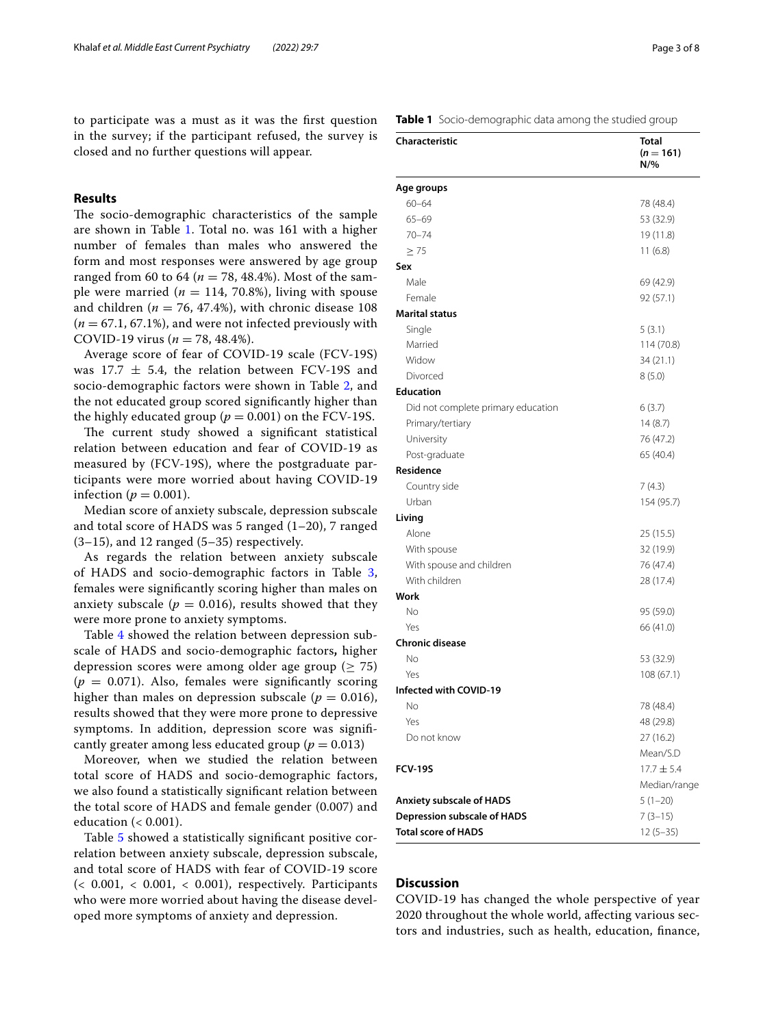to participate was a must as it was the first question in the survey; if the participant refused, the survey is closed and no further questions will appear.

## Results

The socio-demographic characteristics of the sample are shown in Table 1. Total no. was 161 with a higher number of females than males who answered the form and most responses were answered by age group ranged from 60 to 64 ($n = 78$, 48.4%). Most of the sample were married ($n = 114$, 70.8%), living with spouse and children ($n = 76$, 47.4%), with chronic disease 108 ($n = 67.1$, 67.1%), and were not infected previously with COVID-19 virus ($n = 78$, 48.4%).

Average score of fear of COVID-19 scale (FCV-19S) was 17.7 ± 5.4, the relation between FCV-19S and socio-demographic factors were shown in Table 2, and the not educated group scored significantly higher than the highly educated group ($p = 0.001$) on the FCV-19S.

The current study showed a significant statistical relation between education and fear of COVID-19 as measured by (FCV-19S), where the postgraduate participants were more worried about having COVID-19 infection ($p = 0.001$).

Median score of anxiety subscale, depression subscale and total score of HADS was 5 ranged (1–20), 7 ranged (3–15), and 12 ranged (5–35) respectively.

As regards the relation between anxiety subscale of HADS and socio-demographic factors in Table 3, females were significantly scoring higher than males on anxiety subscale ($p = 0.016$), results showed that they were more prone to anxiety symptoms.

Table 4 showed the relation between depression subscale of HADS and socio-demographic factors**,** higher depression scores were among older age group (≥ 75) ($p = 0.071$). Also, females were significantly scoring higher than males on depression subscale ($p = 0.016$), results showed that they were more prone to depressive symptoms. In addition, depression score was significantly greater among less educated group ($p = 0.013$)

Moreover, when we studied the relation between total score of HADS and socio-demographic factors, we also found a statistically significant relation between the total score of HADS and female gender (0.007) and education (< 0.001).

Table 5 showed a statistically significant positive correlation between anxiety subscale, depression subscale, and total score of HADS with fear of COVID-19 score (< 0.001, < 0.001, < 0.001), respectively. Participants who were more worried about having the disease developed more symptoms of anxiety and depression.

**Table 1** Socio-demographic data among the studied group

| Characteristic | Total ($n = 161$) N/% |
|---|---|
| **Age groups** | |
| 60–64 | 78 (48.4) |
| 65–69 | 53 (32.9) |
| 70–74 | 19 (11.8) |
| ≥ 75 | 11 (6.8) |
| **Sex** | |
| Male | 69 (42.9) |
| Female | 92 (57.1) |
| **Marital status** | |
| Single | 5 (3.1) |
| Married | 114 (70.8) |
| Widow | 34 (21.1) |
| Divorced | 8 (5.0) |
| **Education** | |
| Did not complete primary education | 6 (3.7) |
| Primary/tertiary | 14 (8.7) |
| University | 76 (47.2) |
| Post-graduate | 65 (40.4) |
| **Residence** | |
| Country side | 7 (4.3) |
| Urban | 154 (95.7) |
| **Living** | |
| Alone | 25 (15.5) |
| With spouse | 32 (19.9) |
| With spouse and children | 76 (47.4) |
| With children | 28 (17.4) |
| **Work** | |
| No | 95 (59.0) |
| Yes | 66 (41.0) |
| **Chronic disease** | |
| No | 53 (32.9) |
| Yes | 108 (67.1) |
| **Infected with COVID-19** | |
| No | 78 (48.4) |
| Yes | 48 (29.8) |
| Do not know | 27 (16.2) |
| | Mean/S.D |
| **FCV-19S** | 17.7 ± 5.4 |
| | Median/range |
| **Anxiety subscale of HADS** | 5 (1–20) |
| **Depression subscale of HADS** | 7 (3–15) |
| **Total score of HADS** | 12 (5–35) |

## Discussion

COVID-19 has changed the whole perspective of year 2020 throughout the whole world, affecting various sectors and industries, such as health, education, finance,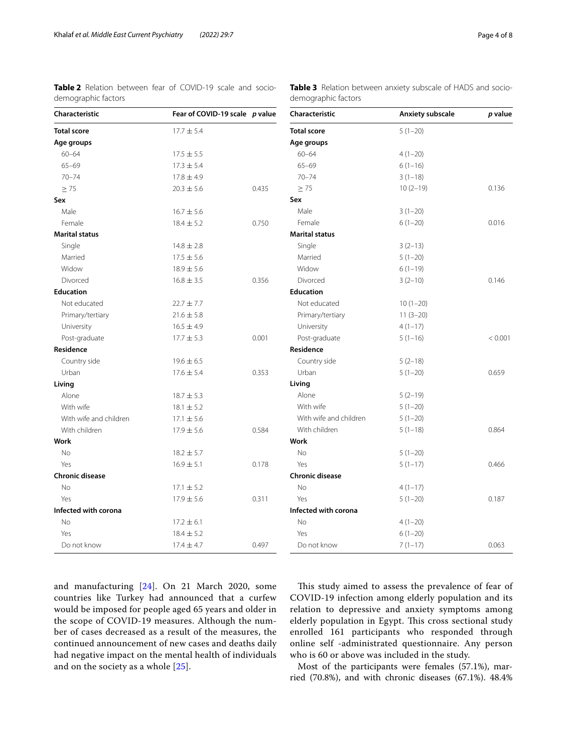**Table 2** Relation between fear of COVID-19 scale and socio-demographic factors

| Characteristic | Fear of COVID-19 scale | *p* value |
|---|---|---|
| **Total score** | 17.7 ± 5.4 | |
| **Age groups** | | |
| 60–64 | 17.5 ± 5.5 | |
| 65–69 | 17.3 ± 5.4 | |
| 70–74 | 17.8 ± 4.9 | |
| ≥ 75 | 20.3 ± 5.6 | 0.435 |
| **Sex** | | |
| Male | 16.7 ± 5.6 | |
| Female | 18.4 ± 5.2 | 0.750 |
| **Marital status** | | |
| Single | 14.8 ± 2.8 | |
| Married | 17.5 ± 5.6 | |
| Widow | 18.9 ± 5.6 | |
| Divorced | 16.8 ± 3.5 | 0.356 |
| **Education** | | |
| Not educated | 22.7 ± 7.7 | |
| Primary/tertiary | 21.6 ± 5.8 | |
| University | 16.5 ± 4.9 | |
| Post-graduate | 17.7 ± 5.3 | 0.001 |
| **Residence** | | |
| Country side | 19.6 ± 6.5 | |
| Urban | 17.6 ± 5.4 | 0.353 |
| **Living** | | |
| Alone | 18.7 ± 5.3 | |
| With wife | 18.1 ± 5.2 | |
| With wife and children | 17.1 ± 5.6 | |
| With children | 17.9 ± 5.6 | 0.584 |
| **Work** | | |
| No | 18.2 ± 5.7 | |
| Yes | 16.9 ± 5.1 | 0.178 |
| **Chronic disease** | | |
| No | 17.1 ± 5.2 | |
| Yes | 17.9 ± 5.6 | 0.311 |
| **Infected with corona** | | |
| No | 17.2 ± 6.1 | |
| Yes | 18.4 ± 5.2 | |
| Do not know | 17.4 ± 4.7 | 0.497 |

**Table 3** Relation between anxiety subscale of HADS and socio-demographic factors

| Characteristic | Anxiety subscale | *p* value |
|---|---|---|
| **Total score** | 5 (1–20) | |
| **Age groups** | | |
| 60–64 | 4 (1–20) | |
| 65–69 | 6 (1–16) | |
| 70–74 | 3 (1–18) | |
| ≥ 75 | 10 (2–19) | 0.136 |
| **Sex** | | |
| Male | 3 (1–20) | |
| Female | 6 (1–20) | 0.016 |
| **Marital status** | | |
| Single | 3 (2–13) | |
| Married | 5 (1–20) | |
| Widow | 6 (1–19) | |
| Divorced | 3 (2–10) | 0.146 |
| **Education** | | |
| Not educated | 10 (1–20) | |
| Primary/tertiary | 11 (3–20) | |
| University | 4 (1–17) | |
| Post-graduate | 5 (1–16) | < 0.001 |
| **Residence** | | |
| Country side | 5 (2–18) | |
| Urban | 5 (1–20) | 0.659 |
| **Living** | | |
| Alone | 5 (2–19) | |
| With wife | 5 (1–20) | |
| With wife and children | 5 (1–20) | |
| With children | 5 (1–18) | 0.864 |
| **Work** | | |
| No | 5 (1–20) | |
| Yes | 5 (1–17) | 0.466 |
| **Chronic disease** | | |
| No | 4 (1–17) | |
| Yes | 5 (1–20) | 0.187 |
| **Infected with corona** | | |
| No | 4 (1–20) | |
| Yes | 6 (1–20) | |
| Do not know | 7 (1–17) | 0.063 |

and manufacturing [24]. On 21 March 2020, some countries like Turkey had announced that a curfew would be imposed for people aged 65 years and older in the scope of COVID-19 measures. Although the number of cases decreased as a result of the measures, the continued announcement of new cases and deaths daily had negative impact on the mental health of individuals and on the society as a whole [25].

This study aimed to assess the prevalence of fear of COVID-19 infection among elderly population and its relation to depressive and anxiety symptoms among elderly population in Egypt. This cross sectional study enrolled 161 participants who responded through online self -administrated questionnaire. Any person who is 60 or above was included in the study.

Most of the participants were females (57.1%), married (70.8%), and with chronic diseases (67.1%). 48.4%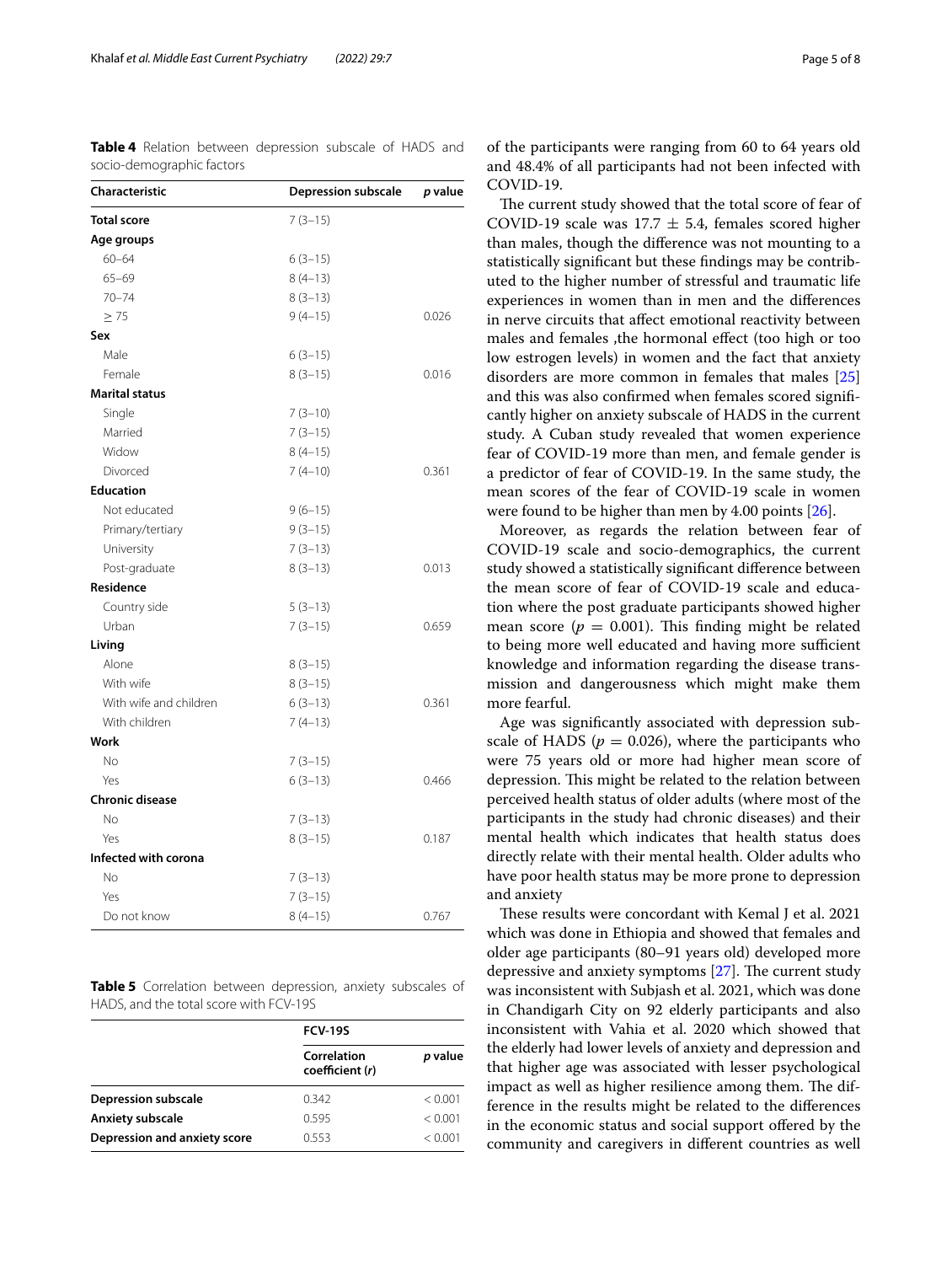**Table 4** Relation between depression subscale of HADS and socio-demographic factors

| Characteristic | Depression subscale | *p* value |
|---|---|---|
| **Total score** | 7 (3–15) | |
| **Age groups** | | |
| 60–64 | 6 (3–15) | |
| 65–69 | 8 (4–13) | |
| 70–74 | 8 (3–13) | |
| ≥ 75 | 9 (4–15) | 0.026 |
| **Sex** | | |
| Male | 6 (3–15) | |
| Female | 8 (3–15) | 0.016 |
| **Marital status** | | |
| Single | 7 (3–10) | |
| Married | 7 (3–15) | |
| Widow | 8 (4–15) | |
| Divorced | 7 (4–10) | 0.361 |
| **Education** | | |
| Not educated | 9 (6–15) | |
| Primary/tertiary | 9 (3–15) | |
| University | 7 (3–13) | |
| Post-graduate | 8 (3–13) | 0.013 |
| **Residence** | | |
| Country side | 5 (3–13) | |
| Urban | 7 (3–15) | 0.659 |
| **Living** | | |
| Alone | 8 (3–15) | |
| With wife | 8 (3–15) | |
| With wife and children | 6 (3–13) | 0.361 |
| With children | 7 (4–13) | |
| **Work** | | |
| No | 7 (3–15) | |
| Yes | 6 (3–13) | 0.466 |
| **Chronic disease** | | |
| No | 7 (3–13) | |
| Yes | 8 (3–15) | 0.187 |
| **Infected with corona** | | |
| No | 7 (3–13) | |
| Yes | 7 (3–15) | |
| Do not know | 8 (4–15) | 0.767 |

**Table 5** Correlation between depression, anxiety subscales of HADS, and the total score with FCV-19S

| | FCV-19S | |
|---|---|---|
| | Correlation coefficient (*r*) | *p* value |
| **Depression subscale** | 0.342 | < 0.001 |
| **Anxiety subscale** | 0.595 | < 0.001 |
| **Depression and anxiety score** | 0.553 | < 0.001 |

of the participants were ranging from 60 to 64 years old and 48.4% of all participants had not been infected with COVID-19.

The current study showed that the total score of fear of COVID-19 scale was $17.7 \pm 5.4$, females scored higher than males, though the difference was not mounting to a statistically significant but these findings may be contributed to the higher number of stressful and traumatic life experiences in women than in men and the differences in nerve circuits that affect emotional reactivity between males and females ,the hormonal effect (too high or too low estrogen levels) in women and the fact that anxiety disorders are more common in females that males [25] and this was also confirmed when females scored significantly higher on anxiety subscale of HADS in the current study. A Cuban study revealed that women experience fear of COVID-19 more than men, and female gender is a predictor of fear of COVID-19. In the same study, the mean scores of the fear of COVID-19 scale in women were found to be higher than men by 4.00 points [26].

Moreover, as regards the relation between fear of COVID-19 scale and socio-demographics, the current study showed a statistically significant difference between the mean score of fear of COVID-19 scale and education where the post graduate participants showed higher mean score ($p = 0.001$). This finding might be related to being more well educated and having more sufficient knowledge and information regarding the disease transmission and dangerousness which might make them more fearful.

Age was significantly associated with depression subscale of HADS ($p = 0.026$), where the participants who were 75 years old or more had higher mean score of depression. This might be related to the relation between perceived health status of older adults (where most of the participants in the study had chronic diseases) and their mental health which indicates that health status does directly relate with their mental health. Older adults who have poor health status may be more prone to depression and anxiety

These results were concordant with Kemal J et al. 2021 which was done in Ethiopia and showed that females and older age participants (80–91 years old) developed more depressive and anxiety symptoms [27]. The current study was inconsistent with Subjash et al. 2021, which was done in Chandigarh City on 92 elderly participants and also inconsistent with Vahia et al. 2020 which showed that the elderly had lower levels of anxiety and depression and that higher age was associated with lesser psychological impact as well as higher resilience among them. The difference in the results might be related to the differences in the economic status and social support offered by the community and caregivers in different countries as well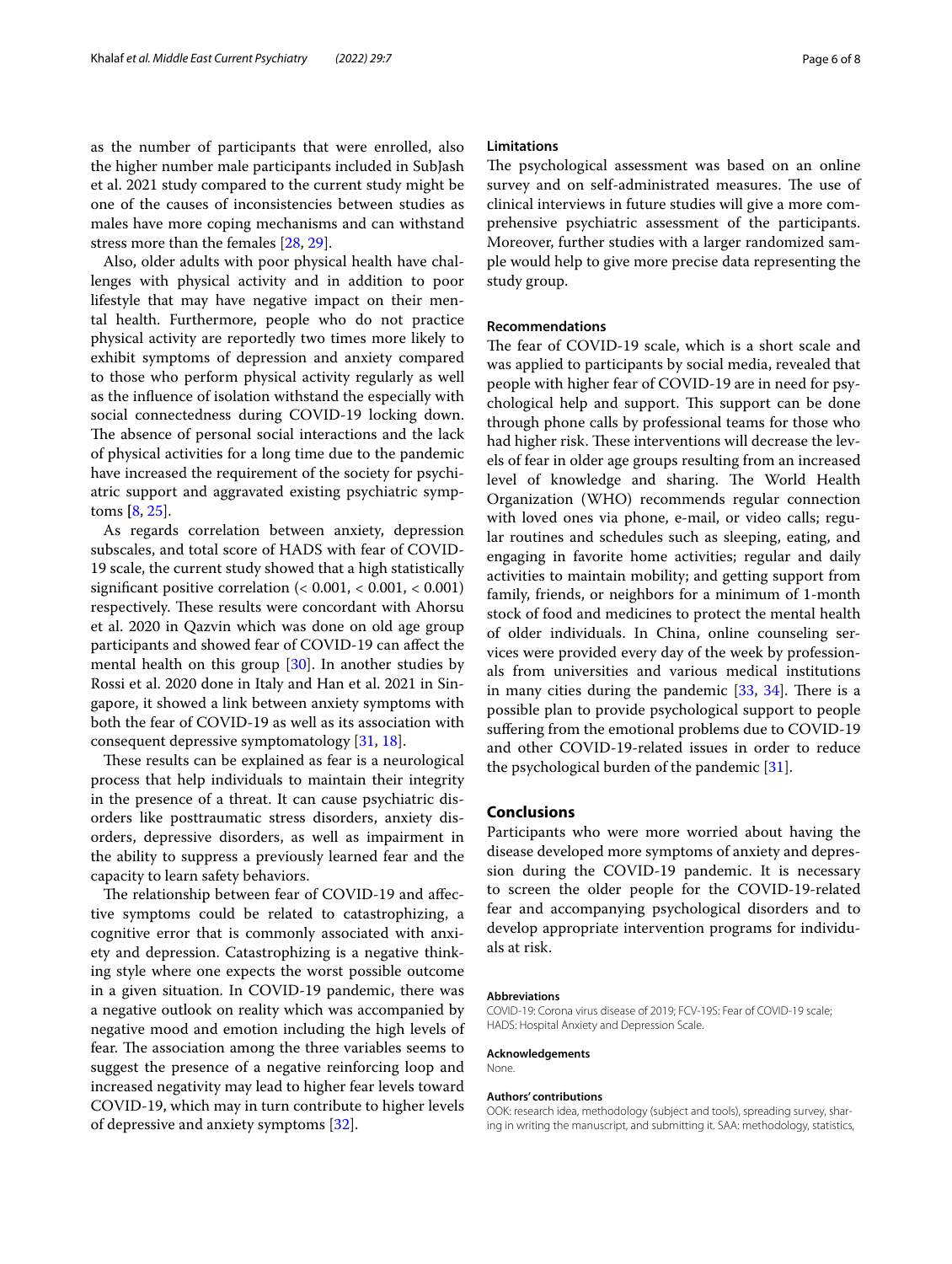as the number of participants that were enrolled, also the higher number male participants included in SubJash et al. 2021 study compared to the current study might be one of the causes of inconsistencies between studies as males have more coping mechanisms and can withstand stress more than the females [28, 29].

Also, older adults with poor physical health have challenges with physical activity and in addition to poor lifestyle that may have negative impact on their mental health. Furthermore, people who do not practice physical activity are reportedly two times more likely to exhibit symptoms of depression and anxiety compared to those who perform physical activity regularly as well as the influence of isolation withstand the especially with social connectedness during COVID-19 locking down. The absence of personal social interactions and the lack of physical activities for a long time due to the pandemic have increased the requirement of the society for psychiatric support and aggravated existing psychiatric symptoms [8, 25].

As regards correlation between anxiety, depression subscales, and total score of HADS with fear of COVID-19 scale, the current study showed that a high statistically significant positive correlation (< 0.001, < 0.001, < 0.001) respectively. These results were concordant with Ahorsu et al. 2020 in Qazvin which was done on old age group participants and showed fear of COVID-19 can affect the mental health on this group [30]. In another studies by Rossi et al. 2020 done in Italy and Han et al. 2021 in Singapore, it showed a link between anxiety symptoms with both the fear of COVID-19 as well as its association with consequent depressive symptomatology [31, 18].

These results can be explained as fear is a neurological process that help individuals to maintain their integrity in the presence of a threat. It can cause psychiatric disorders like posttraumatic stress disorders, anxiety disorders, depressive disorders, as well as impairment in the ability to suppress a previously learned fear and the capacity to learn safety behaviors.

The relationship between fear of COVID-19 and affective symptoms could be related to catastrophizing, a cognitive error that is commonly associated with anxiety and depression. Catastrophizing is a negative thinking style where one expects the worst possible outcome in a given situation. In COVID-19 pandemic, there was a negative outlook on reality which was accompanied by negative mood and emotion including the high levels of fear. The association among the three variables seems to suggest the presence of a negative reinforcing loop and increased negativity may lead to higher fear levels toward COVID-19, which may in turn contribute to higher levels of depressive and anxiety symptoms [32].

### Limitations

The psychological assessment was based on an online survey and on self-administrated measures. The use of clinical interviews in future studies will give a more comprehensive psychiatric assessment of the participants. Moreover, further studies with a larger randomized sample would help to give more precise data representing the study group.

### Recommendations

The fear of COVID-19 scale, which is a short scale and was applied to participants by social media, revealed that people with higher fear of COVID-19 are in need for psychological help and support. This support can be done through phone calls by professional teams for those who had higher risk. These interventions will decrease the levels of fear in older age groups resulting from an increased level of knowledge and sharing. The World Health Organization (WHO) recommends regular connection with loved ones via phone, e-mail, or video calls; regular routines and schedules such as sleeping, eating, and engaging in favorite home activities; regular and daily activities to maintain mobility; and getting support from family, friends, or neighbors for a minimum of 1-month stock of food and medicines to protect the mental health of older individuals. In China, online counseling services were provided every day of the week by professionals from universities and various medical institutions in many cities during the pandemic [33, 34]. There is a possible plan to provide psychological support to people suffering from the emotional problems due to COVID-19 and other COVID-19-related issues in order to reduce the psychological burden of the pandemic [31].

## Conclusions

Participants who were more worried about having the disease developed more symptoms of anxiety and depression during the COVID-19 pandemic. It is necessary to screen the older people for the COVID-19-related fear and accompanying psychological disorders and to develop appropriate intervention programs for individuals at risk.

#### Abbreviations

COVID-19: Corona virus disease of 2019; FCV-19S: Fear of COVID-19 scale; HADS: Hospital Anxiety and Depression Scale.

#### Acknowledgements

None.

#### Authors' contributions

OOK: research idea, methodology (subject and tools), spreading survey, sharing in writing the manuscript, and submitting it. SAA: methodology, statistics,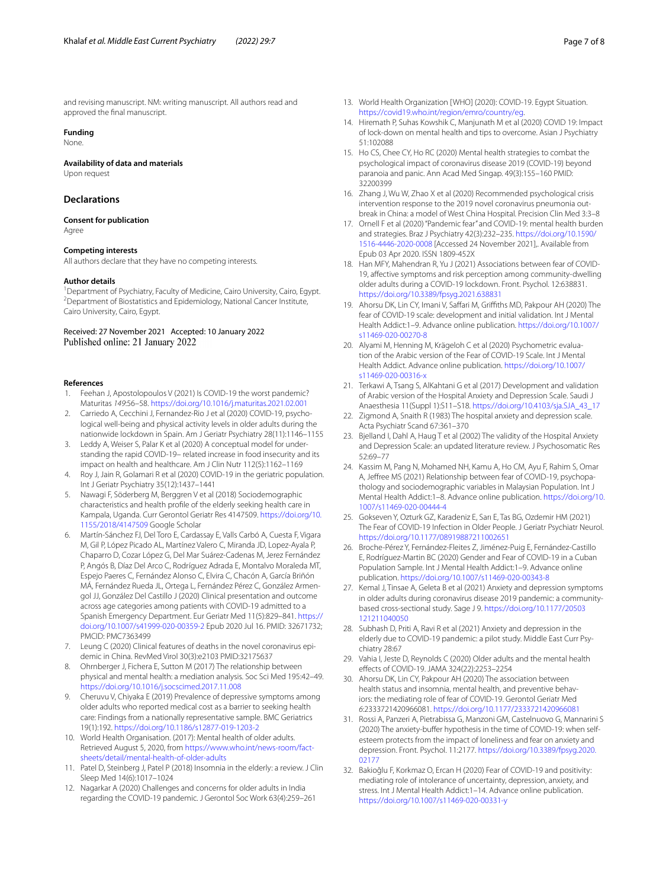and revising manuscript. NM: writing manuscript. All authors read and approved the final manuscript.

#### Funding

None.

#### Availability of data and materials

Upon request

## Declarations

#### Consent for publication

Agree

#### Competing interests

All authors declare that they have no competing interests.

#### Author details

[1]Department of Psychiatry, Faculty of Medicine, Cairo University, Cairo, Egypt. [2]Department of Biostatistics and Epidemiology, National Cancer Institute, Cairo University, Cairo, Egypt.

Received: 27 November 2021 Accepted: 10 January 2022
Published online: 21 January 2022

#### References

1. Feehan J, Apostolopoulos V (2021) Is COVID-19 the worst pandemic? Maturitas *149*:56–58. https://doi.org/10.1016/j.maturitas.2021.02.001
2. Carriedo A, Cecchini J, Fernandez-Rio J et al (2020) COVID-19, psychological well-being and physical activity levels in older adults during the nationwide lockdown in Spain. Am J Geriatr Psychiatry 28(11):1146–1155
3. Leddy A, Weiser S, Palar K et al (2020) A conceptual model for understanding the rapid COVID-19– related increase in food insecurity and its impact on health and healthcare. Am J Clin Nutr 112(5):1162–1169
4. Roy J, Jain R, Golamari R et al (2020) COVID-19 in the geriatric population. Int J Geriatr Psychiatry 35(12):1437–1441
5. Nawagi F, Söderberg M, Berggren V et al (2018) Sociodemographic characteristics and health profile of the elderly seeking health care in Kampala, Uganda. Curr Gerontol Geriatr Res 4147509. https://doi.org/10.1155/2018/4147509 Google Scholar
6. Martín-Sánchez FJ, Del Toro E, Cardassay E, Valls Carbó A, Cuesta F, Vigara M, Gil P, López Picado AL, Martínez Valero C, Miranda JD, Lopez-Ayala P, Chaparro D, Cozar López G, Del Mar Suárez-Cadenas M, Jerez Fernández P, Angós B, Díaz Del Arco C, Rodríguez Adrada E, Montalvo Moraleda MT, Espejo Paeres C, Fernández Alonso C, Elvira C, Chacón A, García Briñón MÁ, Fernández Rueda JL, Ortega L, Fernández Pérez C, González Armengol JJ, González Del Castillo J (2020) Clinical presentation and outcome across age categories among patients with COVID-19 admitted to a Spanish Emergency Department. Eur Geriatr Med 11(5):829–841. https://doi.org/10.1007/s41999-020-00359-2 Epub 2020 Jul 16. PMID: 32671732; PMCID: PMC7363499
7. Leung C (2020) Clinical features of deaths in the novel coronavirus epidemic in China. RevMed Virol 30(3):e2103 PMID:32175637
8. Ohrnberger J, Fichera E, Sutton M (2017) The relationship between physical and mental health: a mediation analysis. Soc Sci Med 195:42–49. https://doi.org/10.1016/j.socscimed.2017.11.008
9. Cheruvu V, Chiyaka E (2019) Prevalence of depressive symptoms among older adults who reported medical cost as a barrier to seeking health care: Findings from a nationally representative sample. BMC Geriatrics 19(1):192. https://doi.org/10.1186/s12877-019-1203-2
10. World Health Organisation. (2017): Mental health of older adults. Retrieved August 5, 2020, from https://www.who.int/news-room/fact-sheets/detail/mental-health-of-older-adults
11. Patel D, Steinberg J, Patel P (2018) Insomnia in the elderly: a review. J Clin Sleep Med 14(6):1017–1024
12. Nagarkar A (2020) Challenges and concerns for older adults in India regarding the COVID-19 pandemic. J Gerontol Soc Work 63(4):259–261
13. World Health Organization [WHO] (2020): COVID-19. Egypt Situation. https://covid19.who.int/region/emro/country/eg.
14. Hiremath P, Suhas Kowshik C, Manjunath M et al (2020) COVID 19: Impact of lock-down on mental health and tips to overcome. Asian J Psychiatry 51:102088
15. Ho CS, Chee CY, Ho RC (2020) Mental health strategies to combat the psychological impact of coronavirus disease 2019 (COVID-19) beyond paranoia and panic. Ann Acad Med Singap. 49(3):155–160 PMID: 32200399
16. Zhang J, Wu W, Zhao X et al (2020) Recommended psychological crisis intervention response to the 2019 novel coronavirus pneumonia outbreak in China: a model of West China Hospital. Precision Clin Med 3:3–8
17. Ornell F et al (2020) "Pandemic fear" and COVID-19: mental health burden and strategies. Braz J Psychiatry 42(3):232–235. https://doi.org/10.1590/1516-4446-2020-0008 [Accessed 24 November 2021],. Available from Epub 03 Apr 2020. ISSN 1809-452X
18. Han MFY, Mahendran R, Yu J (2021) Associations between fear of COVID-19, affective symptoms and risk perception among community-dwelling older adults during a COVID-19 lockdown. Front. Psychol. 12:638831. https://doi.org/10.3389/fpsyg.2021.638831
19. Ahorsu DK, Lin CY, Imani V, Saffari M, Griffiths MD, Pakpour AH (2020) The fear of COVID-19 scale: development and initial validation. Int J Mental Health Addict:1–9. Advance online publication. https://doi.org/10.1007/s11469-020-00270-8
20. Alyami M, Henning M, Krägeloh C et al (2020) Psychometric evaluation of the Arabic version of the Fear of COVID-19 Scale. Int J Mental Health Addict. Advance online publication. https://doi.org/10.1007/s11469-020-00316-x
21. Terkawi A, Tsang S, AlKahtani G et al (2017) Development and validation of Arabic version of the Hospital Anxiety and Depression Scale. Saudi J Anaesthesia 11(Suppl 1):S11–S18. https://doi.org/10.4103/sja.SJA_43_17
22. Zigmond A, Snaith R (1983) The hospital anxiety and depression scale. Acta Psychiatr Scand 67:361–370
23. Bjelland I, Dahl A, Haug T et al (2002) The validity of the Hospital Anxiety and Depression Scale: an updated literature review. J Psychosomatic Res 52:69–77
24. Kassim M, Pang N, Mohamed NH, Kamu A, Ho CM, Ayu F, Rahim S, Omar A, Jeffree MS (2021) Relationship between fear of COVID-19, psychopathology and sociodemographic variables in Malaysian Population. Int J Mental Health Addict:1–8. Advance online publication. https://doi.org/10.1007/s11469-020-00444-4
25. Gokseven Y, Ozturk GZ, Karadeniz E, Sarı E, Tas BG, Ozdemir HM (2021) The Fear of COVID-19 Infection in Older People. J Geriatr Psychiatr Neurol. https://doi.org/10.1177/08919887211002651
26. Broche-Pérez Y, Fernández-Fleites Z, Jiménez-Puig E, Fernández-Castillo E, Rodríguez-Martin BC (2020) Gender and Fear of COVID-19 in a Cuban Population Sample. Int J Mental Health Addict:1–9. Advance online publication. https://doi.org/10.1007/s11469-020-00343-8
27. Kemal J, Tinsae A, Geleta B et al (2021) Anxiety and depression symptoms in older adults during coronavirus disease 2019 pandemic: a community-based cross-sectional study. Sage J 9. https://doi.org/10.1177/20503121211040050
28. Subhash D, Priti A, Ravi R et al (2021) Anxiety and depression in the elderly due to COVID-19 pandemic: a pilot study. Middle East Curr Psychiatry 28:67
29. Vahia I, Jeste D, Reynolds C (2020) Older adults and the mental health effects of COVID-19. JAMA 324(22):2253–2254
30. Ahorsu DK, Lin CY, Pakpour AH (2020) The association between health status and insomnia, mental health, and preventive behaviors: the mediating role of fear of COVID-19. Gerontol Geriatr Med *6*:2333721420966081. https://doi.org/10.1177/2333721420966081
31. Rossi A, Panzeri A, Pietrabissa G, Manzoni GM, Castelnuovo G, Mannarini S (2020) The anxiety-buffer hypothesis in the time of COVID-19: when self-esteem protects from the impact of loneliness and fear on anxiety and depression. Front. Psychol. 11:2177. https://doi.org/10.3389/fpsyg.2020.02177
32. Bakioğlu F, Korkmaz O, Ercan H (2020) Fear of COVID-19 and positivity: mediating role of intolerance of uncertainty, depression, anxiety, and stress. Int J Mental Health Addict:1–14. Advance online publication. https://doi.org/10.1007/s11469-020-00331-y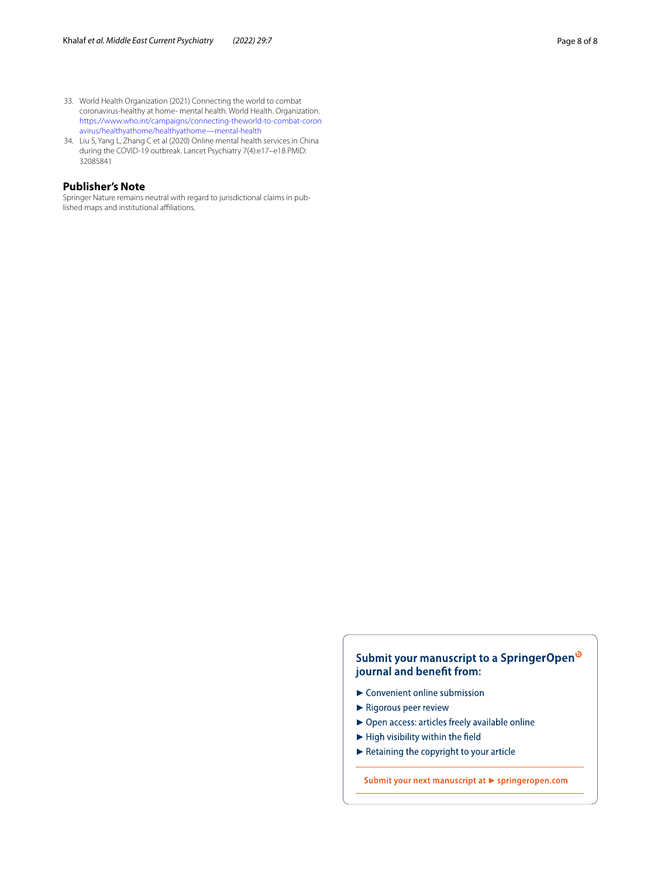33. World Health Organization (2021) Connecting the world to combat coronavirus-healthy at home- mental health. World Health. Organization. https://www.who.int/campaigns/connecting-theworld-to-combat-coronavirus/healthyathome/healthyathome—mental-health
34. Liu S, Yang L, Zhang C et al (2020) Online mental health services in China during the COVID-19 outbreak. Lancet Psychiatry 7(4):e17–e18 PMID: 32085841

## Publisher's Note

Springer Nature remains neutral with regard to jurisdictional claims in published maps and institutional affiliations.

**Submit your manuscript to a SpringerOpen journal and benefit from:**

- ► Convenient online submission
- ► Rigorous peer review
- ► Open access: articles freely available online
- ► High visibility within the field
- ► Retaining the copyright to your article

**Submit your next manuscript at ► springeropen.com**